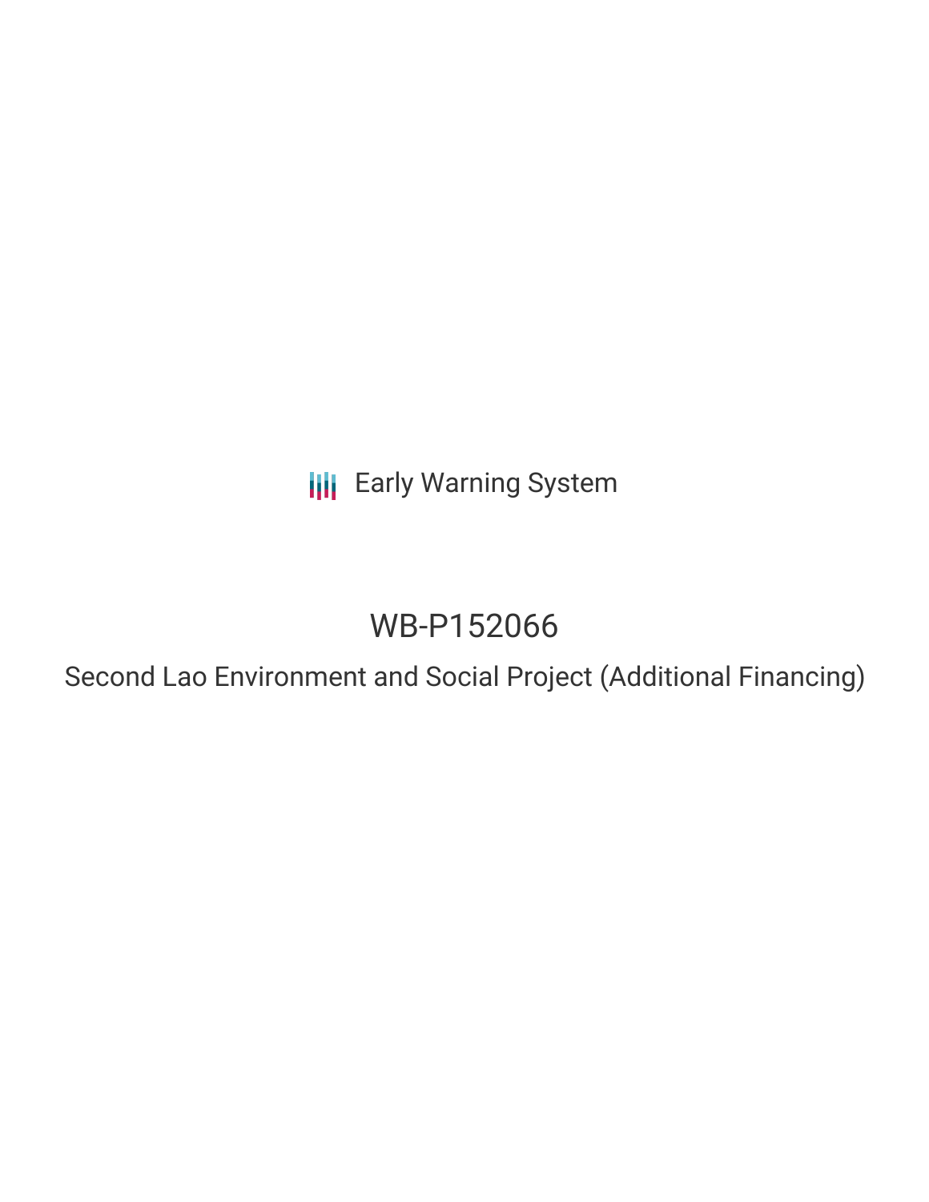Early Warning System

# WB-P152066

## Second Lao Environment and Social Project (Additional Financing)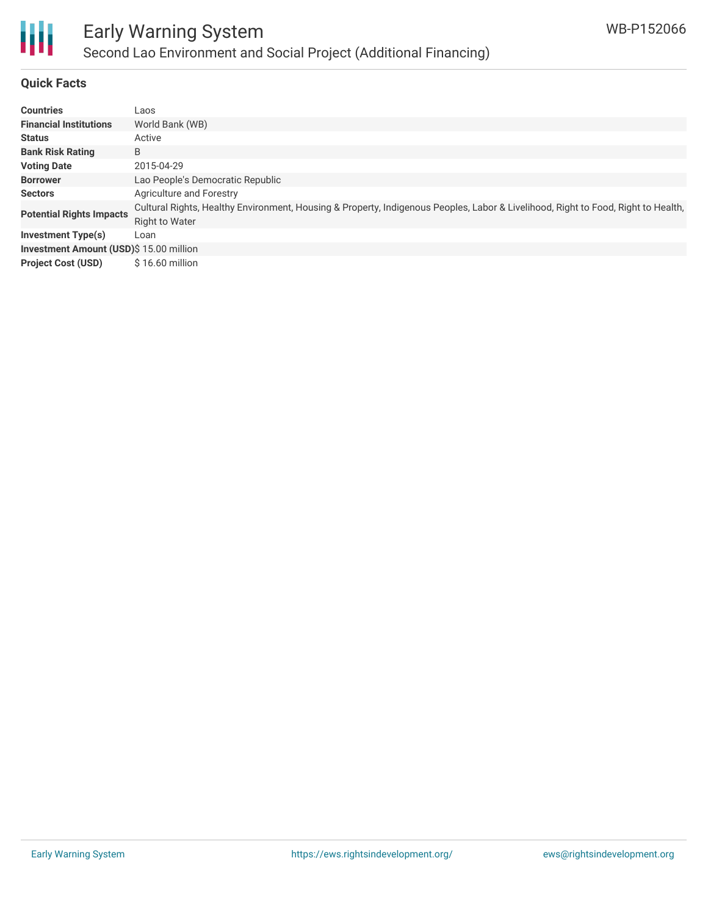# Early Warning System

## Second Lao Environment and Social Project (Additional Financing)

WB-P152066

### Quick Facts

| | |
|---|---|
| **Countries** | Laos |
| **Financial Institutions** | World Bank (WB) |
| **Status** | Active |
| **Bank Risk Rating** | B |
| **Voting Date** | 2015-04-29 |
| **Borrower** | Lao People's Democratic Republic |
| **Sectors** | Agriculture and Forestry |
| **Potential Rights Impacts** | Cultural Rights, Healthy Environment, Housing & Property, Indigenous Peoples, Labor & Livelihood, Right to Food, Right to Health, Right to Water |
| **Investment Type(s)** | Loan |
| **Investment Amount (USD)** | $ 15.00 million |
| **Project Cost (USD)** | $ 16.60 million |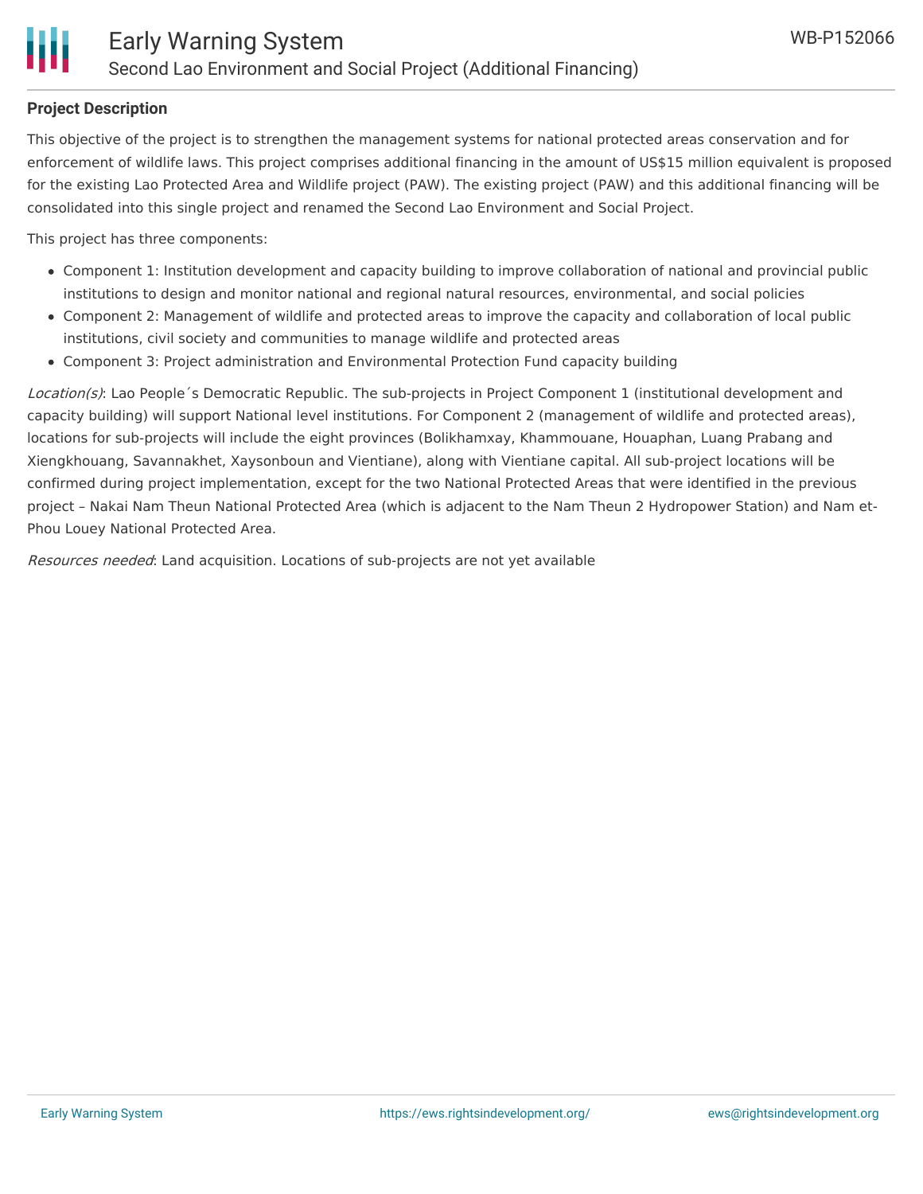**Project Description**

This objective of the project is to strengthen the management systems for national protected areas conservation and for enforcement of wildlife laws. This project comprises additional financing in the amount of US$15 million equivalent is proposed for the existing Lao Protected Area and Wildlife project (PAW). The existing project (PAW) and this additional financing will be consolidated into this single project and renamed the Second Lao Environment and Social Project.

This project has three components:

- Component 1: Institution development and capacity building to improve collaboration of national and provincial public institutions to design and monitor national and regional natural resources, environmental, and social policies
- Component 2: Management of wildlife and protected areas to improve the capacity and collaboration of local public institutions, civil society and communities to manage wildlife and protected areas
- Component 3: Project administration and Environmental Protection Fund capacity building

*Location(s)*: Lao People´s Democratic Republic. The sub-projects in Project Component 1 (institutional development and capacity building) will support National level institutions. For Component 2 (management of wildlife and protected areas), locations for sub-projects will include the eight provinces (Bolikhamxay, Khammouane, Houaphan, Luang Prabang and Xiengkhouang, Savannakhet, Xaysonboun and Vientiane), along with Vientiane capital. All sub-project locations will be confirmed during project implementation, except for the two National Protected Areas that were identified in the previous project – Nakai Nam Theun National Protected Area (which is adjacent to the Nam Theun 2 Hydropower Station) and Nam et-Phou Louey National Protected Area.

*Resources needed*: Land acquisition. Locations of sub-projects are not yet available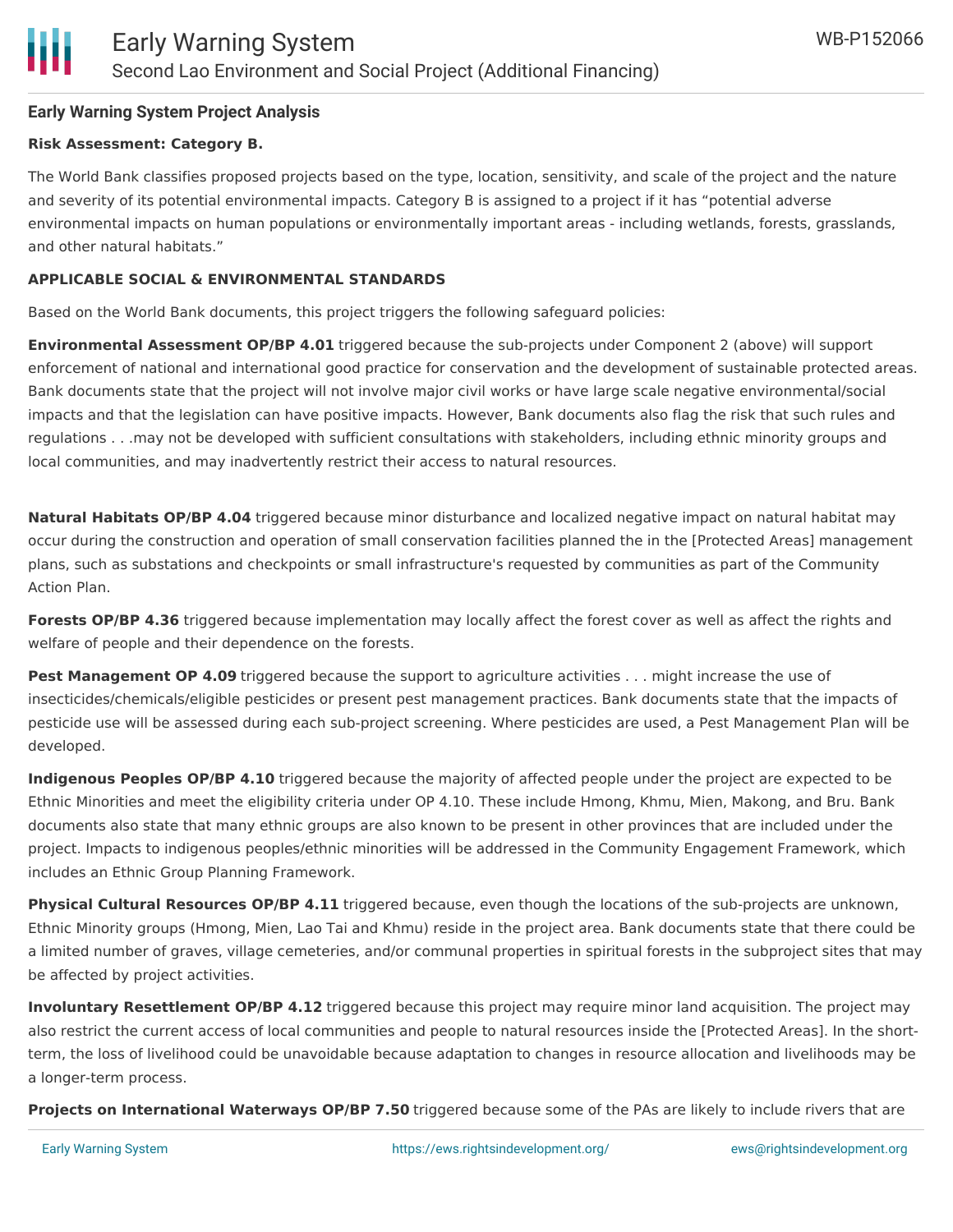**Early Warning System Project Analysis**

**Risk Assessment: Category B.**

The World Bank classifies proposed projects based on the type, location, sensitivity, and scale of the project and the nature and severity of its potential environmental impacts. Category B is assigned to a project if it has "potential adverse environmental impacts on human populations or environmentally important areas - including wetlands, forests, grasslands, and other natural habitats."

**APPLICABLE SOCIAL & ENVIRONMENTAL STANDARDS**

Based on the World Bank documents, this project triggers the following safeguard policies:

**Environmental Assessment OP/BP 4.01** triggered because the sub-projects under Component 2 (above) will support enforcement of national and international good practice for conservation and the development of sustainable protected areas. Bank documents state that the project will not involve major civil works or have large scale negative environmental/social impacts and that the legislation can have positive impacts. However, Bank documents also flag the risk that such rules and regulations . . .may not be developed with sufficient consultations with stakeholders, including ethnic minority groups and local communities, and may inadvertently restrict their access to natural resources.

**Natural Habitats OP/BP 4.04** triggered because minor disturbance and localized negative impact on natural habitat may occur during the construction and operation of small conservation facilities planned the in the [Protected Areas] management plans, such as substations and checkpoints or small infrastructure's requested by communities as part of the Community Action Plan.

**Forests OP/BP 4.36** triggered because implementation may locally affect the forest cover as well as affect the rights and welfare of people and their dependence on the forests.

**Pest Management OP 4.09** triggered because the support to agriculture activities . . . might increase the use of insecticides/chemicals/eligible pesticides or present pest management practices. Bank documents state that the impacts of pesticide use will be assessed during each sub-project screening. Where pesticides are used, a Pest Management Plan will be developed.

**Indigenous Peoples OP/BP 4.10** triggered because the majority of affected people under the project are expected to be Ethnic Minorities and meet the eligibility criteria under OP 4.10. These include Hmong, Khmu, Mien, Makong, and Bru. Bank documents also state that many ethnic groups are also known to be present in other provinces that are included under the project. Impacts to indigenous peoples/ethnic minorities will be addressed in the Community Engagement Framework, which includes an Ethnic Group Planning Framework.

**Physical Cultural Resources OP/BP 4.11** triggered because, even though the locations of the sub-projects are unknown, Ethnic Minority groups (Hmong, Mien, Lao Tai and Khmu) reside in the project area. Bank documents state that there could be a limited number of graves, village cemeteries, and/or communal properties in spiritual forests in the subproject sites that may be affected by project activities.

**Involuntary Resettlement OP/BP 4.12** triggered because this project may require minor land acquisition. The project may also restrict the current access of local communities and people to natural resources inside the [Protected Areas]. In the short-term, the loss of livelihood could be unavoidable because adaptation to changes in resource allocation and livelihoods may be a longer-term process.

**Projects on International Waterways OP/BP 7.50** triggered because some of the PAs are likely to include rivers that are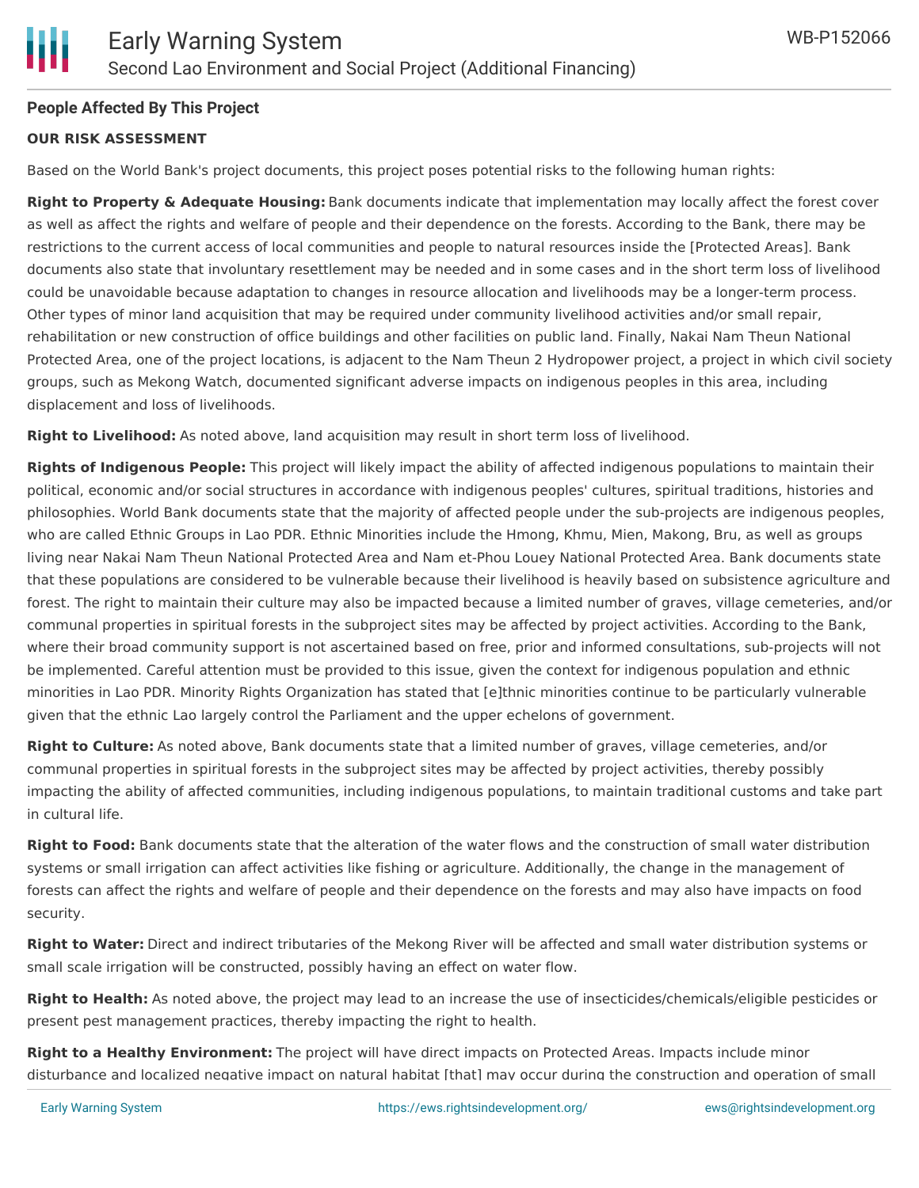**People Affected By This Project**

**OUR RISK ASSESSMENT**

Based on the World Bank's project documents, this project poses potential risks to the following human rights:

**Right to Property & Adequate Housing:** Bank documents indicate that implementation may locally affect the forest cover as well as affect the rights and welfare of people and their dependence on the forests. According to the Bank, there may be restrictions to the current access of local communities and people to natural resources inside the [Protected Areas]. Bank documents also state that involuntary resettlement may be needed and in some cases and in the short term loss of livelihood could be unavoidable because adaptation to changes in resource allocation and livelihoods may be a longer-term process. Other types of minor land acquisition that may be required under community livelihood activities and/or small repair, rehabilitation or new construction of office buildings and other facilities on public land. Finally, Nakai Nam Theun National Protected Area, one of the project locations, is adjacent to the Nam Theun 2 Hydropower project, a project in which civil society groups, such as Mekong Watch, documented significant adverse impacts on indigenous peoples in this area, including displacement and loss of livelihoods.

**Right to Livelihood:** As noted above, land acquisition may result in short term loss of livelihood.

**Rights of Indigenous People:** This project will likely impact the ability of affected indigenous populations to maintain their political, economic and/or social structures in accordance with indigenous peoples' cultures, spiritual traditions, histories and philosophies. World Bank documents state that the majority of affected people under the sub-projects are indigenous peoples, who are called Ethnic Groups in Lao PDR. Ethnic Minorities include the Hmong, Khmu, Mien, Makong, Bru, as well as groups living near Nakai Nam Theun National Protected Area and Nam et-Phou Louey National Protected Area. Bank documents state that these populations are considered to be vulnerable because their livelihood is heavily based on subsistence agriculture and forest. The right to maintain their culture may also be impacted because a limited number of graves, village cemeteries, and/or communal properties in spiritual forests in the subproject sites may be affected by project activities. According to the Bank, where their broad community support is not ascertained based on free, prior and informed consultations, sub-projects will not be implemented. Careful attention must be provided to this issue, given the context for indigenous population and ethnic minorities in Lao PDR. Minority Rights Organization has stated that [e]thnic minorities continue to be particularly vulnerable given that the ethnic Lao largely control the Parliament and the upper echelons of government.

**Right to Culture:** As noted above, Bank documents state that a limited number of graves, village cemeteries, and/or communal properties in spiritual forests in the subproject sites may be affected by project activities, thereby possibly impacting the ability of affected communities, including indigenous populations, to maintain traditional customs and take part in cultural life.

**Right to Food:** Bank documents state that the alteration of the water flows and the construction of small water distribution systems or small irrigation can affect activities like fishing or agriculture. Additionally, the change in the management of forests can affect the rights and welfare of people and their dependence on the forests and may also have impacts on food security.

**Right to Water:** Direct and indirect tributaries of the Mekong River will be affected and small water distribution systems or small scale irrigation will be constructed, possibly having an effect on water flow.

**Right to Health:** As noted above, the project may lead to an increase the use of insecticides/chemicals/eligible pesticides or present pest management practices, thereby impacting the right to health.

**Right to a Healthy Environment:** The project will have direct impacts on Protected Areas. Impacts include minor disturbance and localized negative impact on natural habitat [that] may occur during the construction and operation of small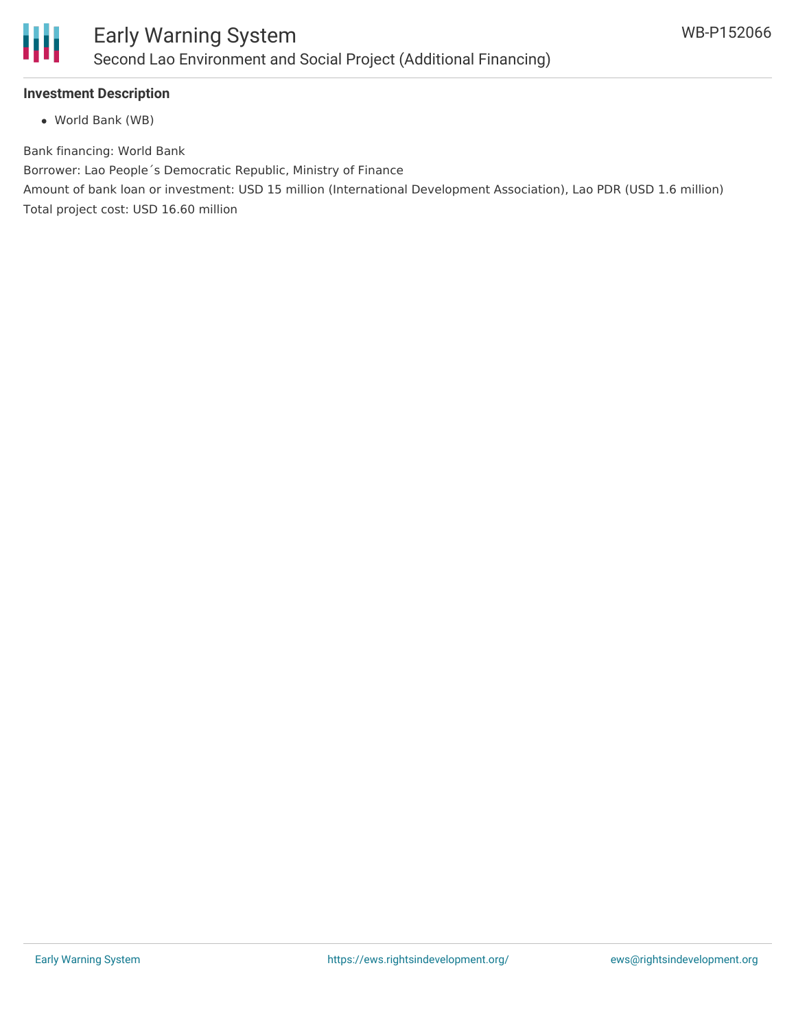### Investment Description

- World Bank (WB)

Bank financing: World Bank
Borrower: Lao People´s Democratic Republic, Ministry of Finance
Amount of bank loan or investment: USD 15 million (International Development Association), Lao PDR (USD 1.6 million)
Total project cost: USD 16.60 million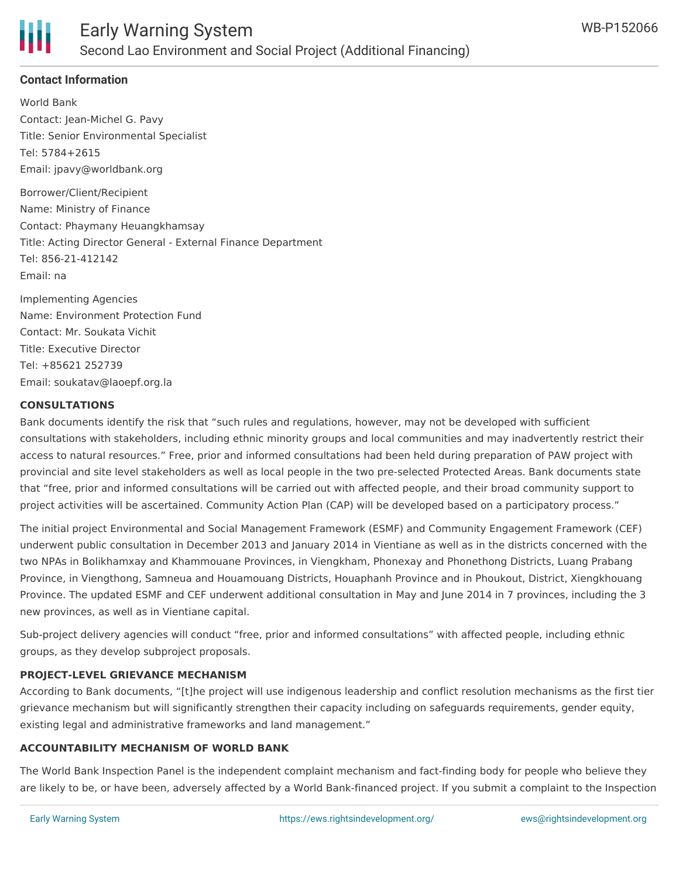## Contact Information

World Bank
Contact: Jean-Michel G. Pavy
Title: Senior Environmental Specialist
Tel: 5784+2615
Email: jpavy@worldbank.org

Borrower/Client/Recipient
Name: Ministry of Finance
Contact: Phaymany Heuangkhamsay
Title: Acting Director General - External Finance Department
Tel: 856-21-412142
Email: na

Implementing Agencies
Name: Environment Protection Fund
Contact: Mr. Soukata Vichit
Title: Executive Director
Tel: +85621 252739
Email: soukatav@laoepf.org.la

### CONSULTATIONS

Bank documents identify the risk that "such rules and regulations, however, may not be developed with sufficient consultations with stakeholders, including ethnic minority groups and local communities and may inadvertently restrict their access to natural resources." Free, prior and informed consultations had been held during preparation of PAW project with provincial and site level stakeholders as well as local people in the two pre-selected Protected Areas. Bank documents state that "free, prior and informed consultations will be carried out with affected people, and their broad community support to project activities will be ascertained. Community Action Plan (CAP) will be developed based on a participatory process."

The initial project Environmental and Social Management Framework (ESMF) and Community Engagement Framework (CEF) underwent public consultation in December 2013 and January 2014 in Vientiane as well as in the districts concerned with the two NPAs in Bolikhamxay and Khammouane Provinces, in Viengkham, Phonexay and Phonethong Districts, Luang Prabang Province, in Viengthong, Samneua and Houamouang Districts, Houaphanh Province and in Phoukout, District, Xiengkhouang Province. The updated ESMF and CEF underwent additional consultation in May and June 2014 in 7 provinces, including the 3 new provinces, as well as in Vientiane capital.

Sub-project delivery agencies will conduct "free, prior and informed consultations" with affected people, including ethnic groups, as they develop subproject proposals.

### PROJECT-LEVEL GRIEVANCE MECHANISM

According to Bank documents, "[t]he project will use indigenous leadership and conflict resolution mechanisms as the first tier grievance mechanism but will significantly strengthen their capacity including on safeguards requirements, gender equity, existing legal and administrative frameworks and land management."

### ACCOUNTABILITY MECHANISM OF WORLD BANK

The World Bank Inspection Panel is the independent complaint mechanism and fact-finding body for people who believe they are likely to be, or have been, adversely affected by a World Bank-financed project. If you submit a complaint to the Inspection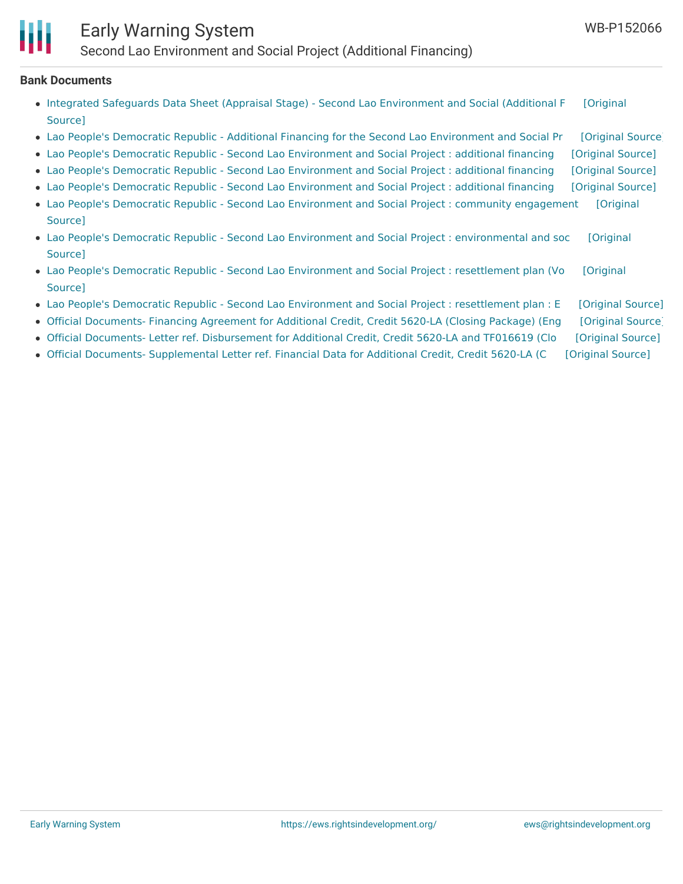**Bank Documents**

- Integrated Safeguards Data Sheet (Appraisal Stage) - Second Lao Environment and Social (Additional F [Original Source]
- Lao People's Democratic Republic - Additional Financing for the Second Lao Environment and Social Pr [Original Source]
- Lao People's Democratic Republic - Second Lao Environment and Social Project : additional financing [Original Source]
- Lao People's Democratic Republic - Second Lao Environment and Social Project : additional financing [Original Source]
- Lao People's Democratic Republic - Second Lao Environment and Social Project : additional financing [Original Source]
- Lao People's Democratic Republic - Second Lao Environment and Social Project : community engagement [Original Source]
- Lao People's Democratic Republic - Second Lao Environment and Social Project : environmental and soc [Original Source]
- Lao People's Democratic Republic - Second Lao Environment and Social Project : resettlement plan (Vo [Original Source]
- Lao People's Democratic Republic - Second Lao Environment and Social Project : resettlement plan : E [Original Source]
- Official Documents- Financing Agreement for Additional Credit, Credit 5620-LA (Closing Package) (Eng [Original Source]
- Official Documents- Letter ref. Disbursement for Additional Credit, Credit 5620-LA and TF016619 (Clo [Original Source]
- Official Documents- Supplemental Letter ref. Financial Data for Additional Credit, Credit 5620-LA (C [Original Source]